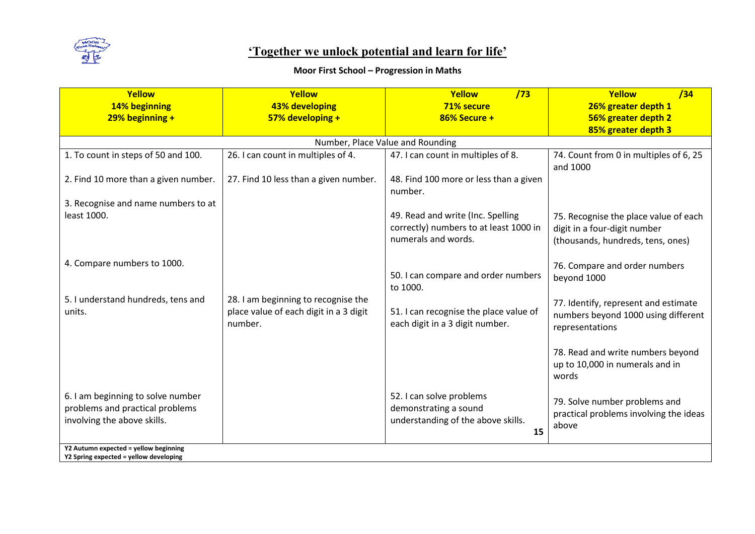## 'Together we unlock potential and learn for life'

**Moor First School – Progression in Maths**

| **Yellow**<br>**14% beginning**<br>**29% beginning +** | **Yellow**<br>**43% developing**<br>**57% developing +** | **Yellow /73**<br>**71% secure**<br>**86% Secure +** | **Yellow /34**<br>**26% greater depth 1**<br>**56% greater depth 2**<br>**85% greater depth 3** |
|---|---|---|---|
| Number, Place Value and Rounding | | | |
| 1. To count in steps of 50 and 100. | 26. I can count in multiples of 4. | 47. I can count in multiples of 8. | 74. Count from 0 in multiples of 6, 25 and 1000 |
| 2. Find 10 more than a given number. | 27. Find 10 less than a given number. | 48. Find 100 more or less than a given number. | |
| 3. Recognise and name numbers to at least 1000. | | 49. Read and write (Inc. Spelling correctly) numbers to at least 1000 in numerals and words. | 75. Recognise the place value of each digit in a four-digit number (thousands, hundreds, tens, ones) |
| 4. Compare numbers to 1000. | | 50. I can compare and order numbers to 1000. | 76. Compare and order numbers beyond 1000 |
| 5. I understand hundreds, tens and units. | 28. I am beginning to recognise the place value of each digit in a 3 digit number. | 51. I can recognise the place value of each digit in a 3 digit number. | 77. Identify, represent and estimate numbers beyond 1000 using different representations |
| | | | 78. Read and write numbers beyond up to 10,000 in numerals and in words |
| 6. I am beginning to solve number problems and practical problems involving the above skills. | | 52. I can solve problems demonstrating a sound understanding of the above skills. **15** | 79. Solve number problems and practical problems involving the ideas above |

**Y2 Autumn expected = yellow beginning**
**Y2 Spring expected = yellow developing**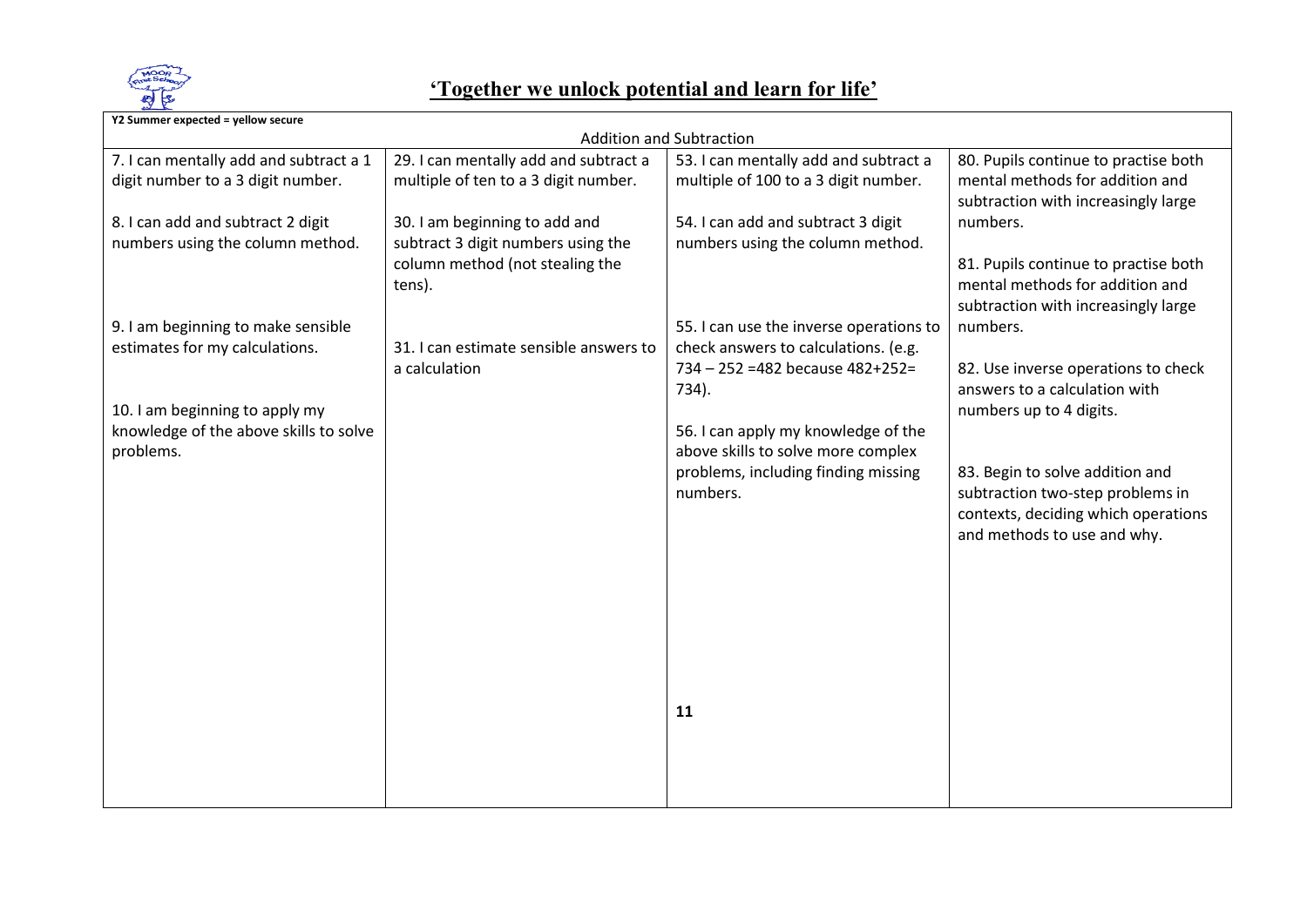# 'Together we unlock potential and learn for life'

**Y2 Summer expected = yellow secure**

| Addition and Subtraction | | | |
|---|---|---|---|
| 7. I can mentally add and subtract a 1 digit number to a 3 digit number.<br><br>8. I can add and subtract 2 digit numbers using the column method.<br><br>9. I am beginning to make sensible estimates for my calculations.<br><br>10. I am beginning to apply my knowledge of the above skills to solve problems. | 29. I can mentally add and subtract a multiple of ten to a 3 digit number.<br><br>30. I am beginning to add and subtract 3 digit numbers using the column method (not stealing the tens).<br><br>31. I can estimate sensible answers to a calculation | 53. I can mentally add and subtract a multiple of 100 to a 3 digit number.<br><br>54. I can add and subtract 3 digit numbers using the column method.<br><br>55. I can use the inverse operations to check answers to calculations. (e.g. 734 – 252 =482 because 482+252= 734).<br><br>56. I can apply my knowledge of the above skills to solve more complex problems, including finding missing numbers.<br><br>**11** | 80. Pupils continue to practise both mental methods for addition and subtraction with increasingly large numbers.<br><br>81. Pupils continue to practise both mental methods for addition and subtraction with increasingly large numbers.<br><br>82. Use inverse operations to check answers to a calculation with numbers up to 4 digits.<br><br>83. Begin to solve addition and subtraction two-step problems in contexts, deciding which operations and methods to use and why. |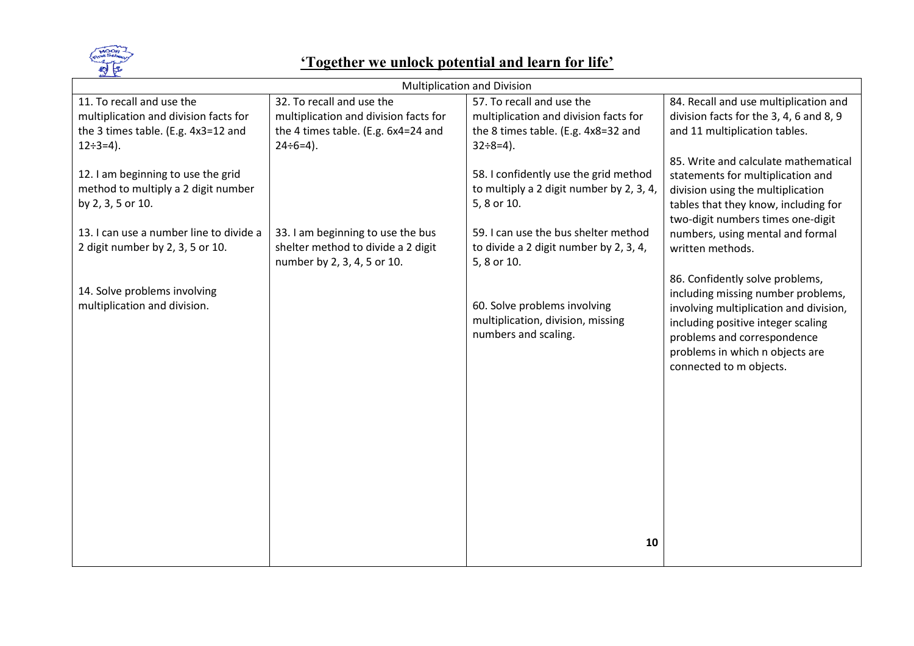## 'Together we unlock potential and learn for life'

| Multiplication and Division | | | |
|---|---|---|---|
| 11. To recall and use the multiplication and division facts for the 3 times table. (E.g. 4x3=12 and 12÷3=4).<br><br>12. I am beginning to use the grid method to multiply a 2 digit number by 2, 3, 5 or 10.<br><br>13. I can use a number line to divide a 2 digit number by 2, 3, 5 or 10.<br><br>14. Solve problems involving multiplication and division. | 32. To recall and use the multiplication and division facts for the 4 times table. (E.g. 6x4=24 and 24÷6=4).<br><br>33. I am beginning to use the bus shelter method to divide a 2 digit number by 2, 3, 4, 5 or 10. | 57. To recall and use the multiplication and division facts for the 8 times table. (E.g. 4x8=32 and 32÷8=4).<br><br>58. I confidently use the grid method to multiply a 2 digit number by 2, 3, 4, 5, 8 or 10.<br><br>59. I can use the bus shelter method to divide a 2 digit number by 2, 3, 4, 5, 8 or 10.<br><br>60. Solve problems involving multiplication, division, missing numbers and scaling. | 84. Recall and use multiplication and division facts for the 3, 4, 6 and 8, 9 and 11 multiplication tables.<br><br>85. Write and calculate mathematical statements for multiplication and division using the multiplication tables that they know, including for two-digit numbers times one-digit numbers, using mental and formal written methods.<br><br>86. Confidently solve problems, including missing number problems, involving multiplication and division, including positive integer scaling problems and correspondence problems in which n objects are connected to m objects. |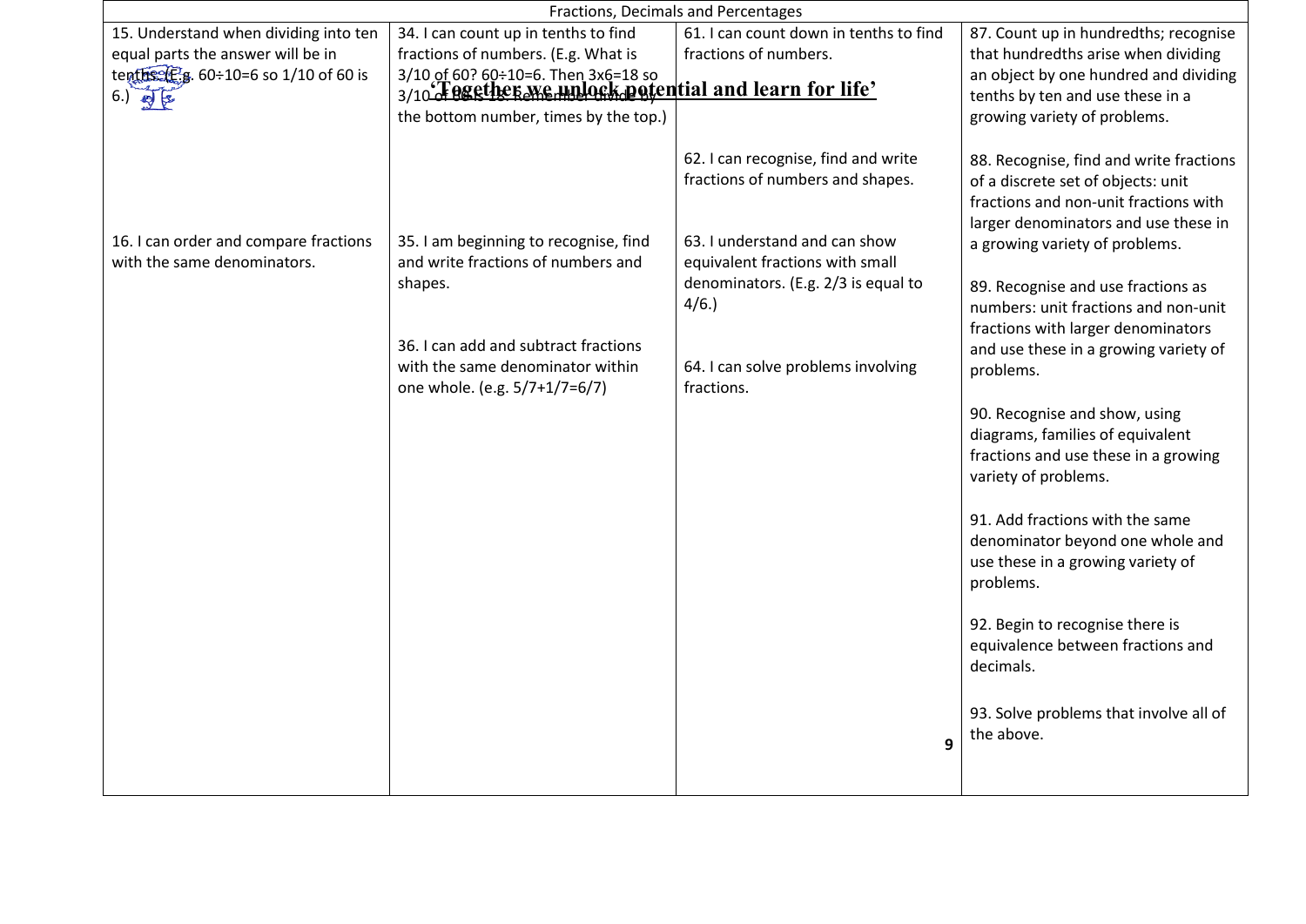| Fractions, Decimals and Percentages | | | |
|---|---|---|---|
| 15. Understand when dividing into ten equal parts the answer will be in tenths. (E.g. 60÷10=6 so 1/10 of 60 is 6.) | 34. I can count up in tenths to find fractions of numbers. (E.g. What is 3/10 of 60? 60÷10=6. Then 3x6=18 so 3/10 of 60 is 18. Remember divide by the bottom number, times by the top.) | 61. I can count down in tenths to find fractions of numbers. | 87. Count up in hundredths; recognise that hundredths arise when dividing an object by one hundred and dividing tenths by ten and use these in a growing variety of problems. |
| | | 62. I can recognise, find and write fractions of numbers and shapes. | 88. Recognise, find and write fractions of a discrete set of objects: unit fractions and non-unit fractions with larger denominators and use these in a growing variety of problems. |
| 16. I can order and compare fractions with the same denominators. | 35. I am beginning to recognise, find and write fractions of numbers and shapes. | 63. I understand and can show equivalent fractions with small denominators. (E.g. 2/3 is equal to 4/6.) | 89. Recognise and use fractions as numbers: unit fractions and non-unit fractions with larger denominators and use these in a growing variety of problems. |
| | 36. I can add and subtract fractions with the same denominator within one whole. (e.g. 5/7+1/7=6/7) | 64. I can solve problems involving fractions. | 90. Recognise and show, using diagrams, families of equivalent fractions and use these in a growing variety of problems. |
| | | | 91. Add fractions with the same denominator beyond one whole and use these in a growing variety of problems. |
| | | | 92. Begin to recognise there is equivalence between fractions and decimals. |
| | | | 93. Solve problems that involve all of the above. |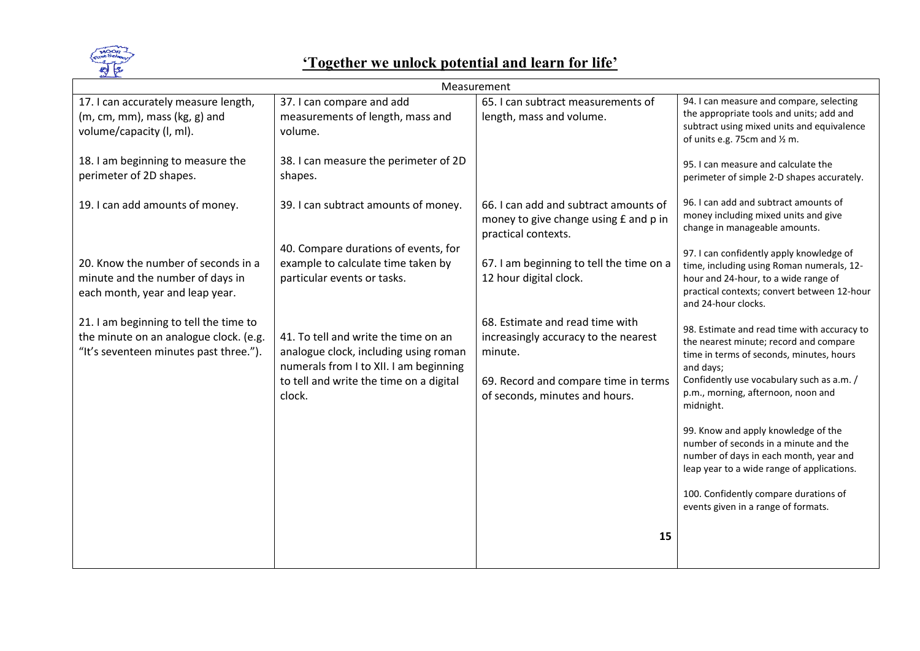## 'Together we unlock potential and learn for life'

| Measurement | | | |
|---|---|---|---|
| 17. I can accurately measure length, (m, cm, mm), mass (kg, g) and volume/capacity (l, ml).<br><br>18. I am beginning to measure the perimeter of 2D shapes.<br><br>19. I can add amounts of money.<br><br>20. Know the number of seconds in a minute and the number of days in each month, year and leap year.<br><br>21. I am beginning to tell the time to the minute on an analogue clock. (e.g. "It's seventeen minutes past three."). | 37. I can compare and add measurements of length, mass and volume.<br><br>38. I can measure the perimeter of 2D shapes.<br><br>39. I can subtract amounts of money.<br><br>40. Compare durations of events, for example to calculate time taken by particular events or tasks.<br><br>41. To tell and write the time on an analogue clock, including using roman numerals from I to XII. I am beginning to tell and write the time on a digital clock. | 65. I can subtract measurements of length, mass and volume.<br><br>66. I can add and subtract amounts of money to give change using £ and p in practical contexts.<br><br>67. I am beginning to tell the time on a 12 hour digital clock.<br><br>68. Estimate and read time with increasingly accuracy to the nearest minute.<br><br>69. Record and compare time in terms of seconds, minutes and hours. | 94. I can measure and compare, selecting the appropriate tools and units; add and subtract using mixed units and equivalence of units e.g. 75cm and ½ m.<br><br>95. I can measure and calculate the perimeter of simple 2-D shapes accurately.<br><br>96. I can add and subtract amounts of money including mixed units and give change in manageable amounts.<br><br>97. I can confidently apply knowledge of time, including using Roman numerals, 12-hour and 24-hour, to a wide range of practical contexts; convert between 12-hour and 24-hour clocks.<br><br>98. Estimate and read time with accuracy to the nearest minute; record and compare time in terms of seconds, minutes, hours and days;<br>Confidently use vocabulary such as a.m. / p.m., morning, afternoon, noon and midnight.<br><br>99. Know and apply knowledge of the number of seconds in a minute and the number of days in each month, year and leap year to a wide range of applications.<br><br>100. Confidently compare durations of events given in a range of formats. |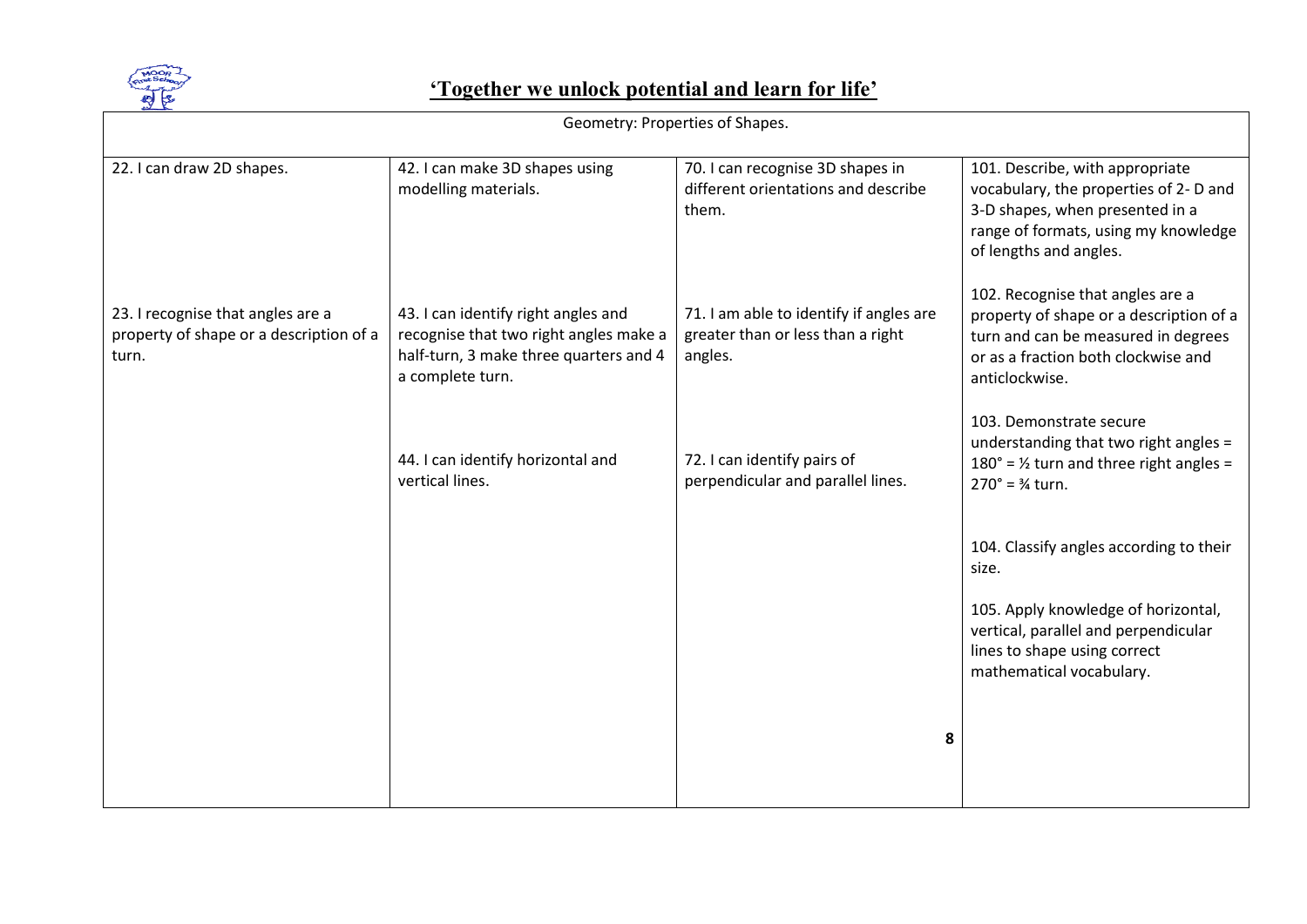## 'Together we unlock potential and learn for life'

| Geometry: Properties of Shapes. | | | |
|---|---|---|---|
| 22. I can draw 2D shapes. | 42. I can make 3D shapes using modelling materials. | 70. I can recognise 3D shapes in different orientations and describe them. | 101. Describe, with appropriate vocabulary, the properties of 2- D and 3-D shapes, when presented in a range of formats, using my knowledge of lengths and angles. |
| 23. I recognise that angles are a property of shape or a description of a turn. | 43. I can identify right angles and recognise that two right angles make a half-turn, 3 make three quarters and 4 a complete turn. | 71. I am able to identify if angles are greater than or less than a right angles. | 102. Recognise that angles are a property of shape or a description of a turn and can be measured in degrees or as a fraction both clockwise and anticlockwise. |
| | 44. I can identify horizontal and vertical lines. | 72. I can identify pairs of perpendicular and parallel lines. | 103. Demonstrate secure understanding that two right angles = 180° = ½ turn and three right angles = 270° = ¾ turn. |
| | | | 104. Classify angles according to their size. |
| | | | 105. Apply knowledge of horizontal, vertical, parallel and perpendicular lines to shape using correct mathematical vocabulary. |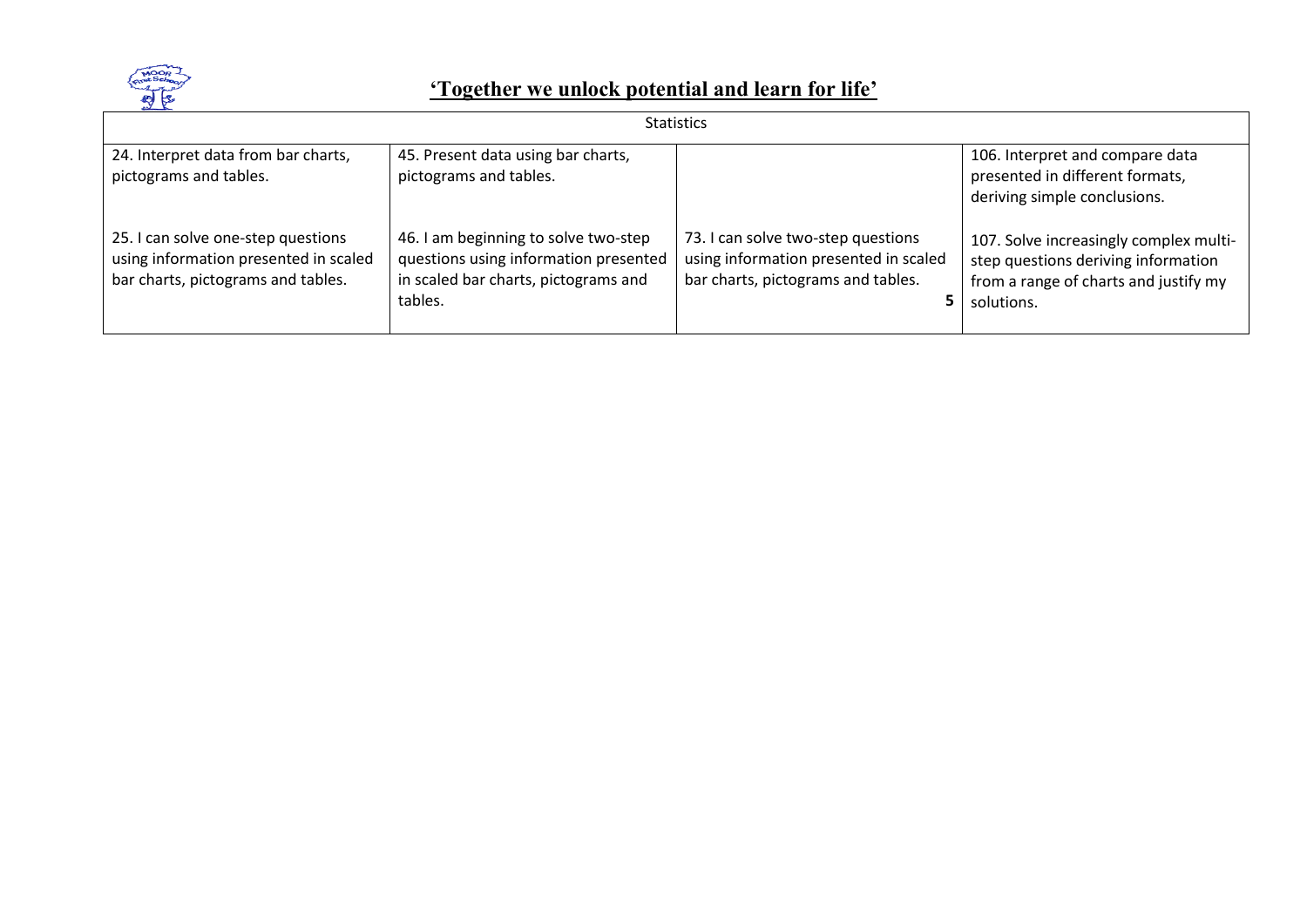## 'Together we unlock potential and learn for life'

| Statistics | | | |
|---|---|---|---|
| 24. Interpret data from bar charts, pictograms and tables. | 45. Present data using bar charts, pictograms and tables. | | 106. Interpret and compare data presented in different formats, deriving simple conclusions. |
| 25. I can solve one-step questions using information presented in scaled bar charts, pictograms and tables. | 46. I am beginning to solve two-step questions using information presented in scaled bar charts, pictograms and tables. | 73. I can solve two-step questions using information presented in scaled bar charts, pictograms and tables. **5** | 107. Solve increasingly complex multi-step questions deriving information from a range of charts and justify my solutions. |